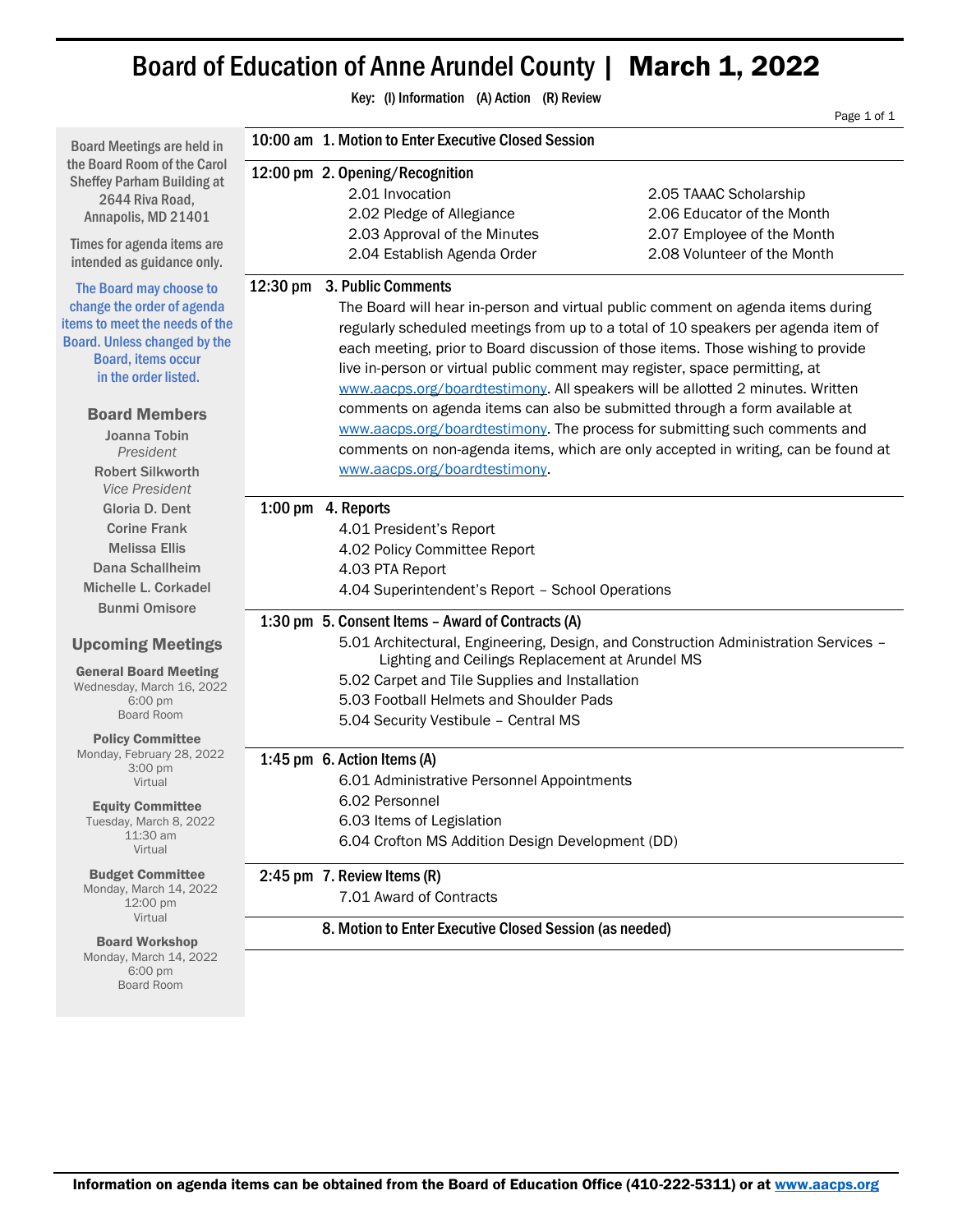# Board of Education of Anne Arundel County | March 1, 2022

**Key: (I) Information (A) Action (R) Review**

Board Meetings are held in the Board Room of the Carol Sheffey Parham Building at 2644 Riva Road, Annapolis, MD 21401

Times for agenda items are intended as guidance only.

The Board may choose to change the order of agenda items to meet the needs of the Board. Unless changed by the Board, items occur in the order listed.

## Board Members

- Joanna Tobin, *President*
- Robert Silkworth, *Vice President*
- Gloria D. Dent
- Corine Frank
- Melissa Ellis
- Dana Schallheim
- Michelle L. Corkadel
- Bunmi Omisore

## Upcoming Meetings

**General Board Meeting**
Wednesday, March 16, 2022
6:00 pm
Board Room

**Policy Committee**
Monday, February 28, 2022
3:00 pm
Virtual

**Equity Committee**
Tuesday, March 8, 2022
11:30 am
Virtual

**Budget Committee**
Monday, March 14, 2022
12:00 pm
Virtual

**Board Workshop**
Monday, March 14, 2022
6:00 pm
Board Room

---

**10:00 am 1. Motion to Enter Executive Closed Session**

**12:00 pm 2. Opening/Recognition**

- 2.01 Invocation
- 2.02 Pledge of Allegiance
- 2.03 Approval of the Minutes
- 2.04 Establish Agenda Order
- 2.05 TAAAC Scholarship
- 2.06 Educator of the Month
- 2.07 Employee of the Month
- 2.08 Volunteer of the Month

**12:30 pm 3. Public Comments**

The Board will hear in-person and virtual public comment on agenda items during regularly scheduled meetings from up to a total of 10 speakers per agenda item of each meeting, prior to Board discussion of those items. Those wishing to provide live in-person or virtual public comment may register, space permitting, at www.aacps.org/boardtestimony. All speakers will be allotted 2 minutes. Written comments on agenda items can also be submitted through a form available at www.aacps.org/boardtestimony. The process for submitting such comments and comments on non-agenda items, which are only accepted in writing, can be found at www.aacps.org/boardtestimony.

**1:00 pm 4. Reports**

- 4.01 President's Report
- 4.02 Policy Committee Report
- 4.03 PTA Report
- 4.04 Superintendent's Report – School Operations

**1:30 pm 5. Consent Items – Award of Contracts (A)**

- 5.01 Architectural, Engineering, Design, and Construction Administration Services – Lighting and Ceilings Replacement at Arundel MS
- 5.02 Carpet and Tile Supplies and Installation
- 5.03 Football Helmets and Shoulder Pads
- 5.04 Security Vestibule – Central MS

**1:45 pm 6. Action Items (A)**

- 6.01 Administrative Personnel Appointments
- 6.02 Personnel
- 6.03 Items of Legislation
- 6.04 Crofton MS Addition Design Development (DD)

**2:45 pm 7. Review Items (R)**

- 7.01 Award of Contracts

**8. Motion to Enter Executive Closed Session (as needed)**

---

**Information on agenda items can be obtained from the Board of Education Office (410-222-5311) or at www.aacps.org**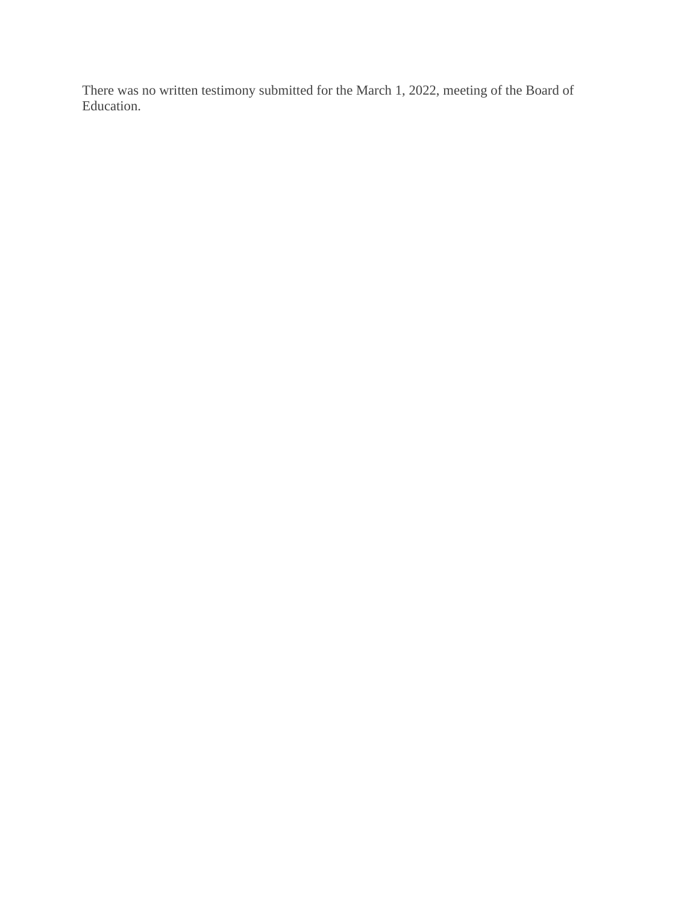There was no written testimony submitted for the March 1, 2022, meeting of the Board of Education.